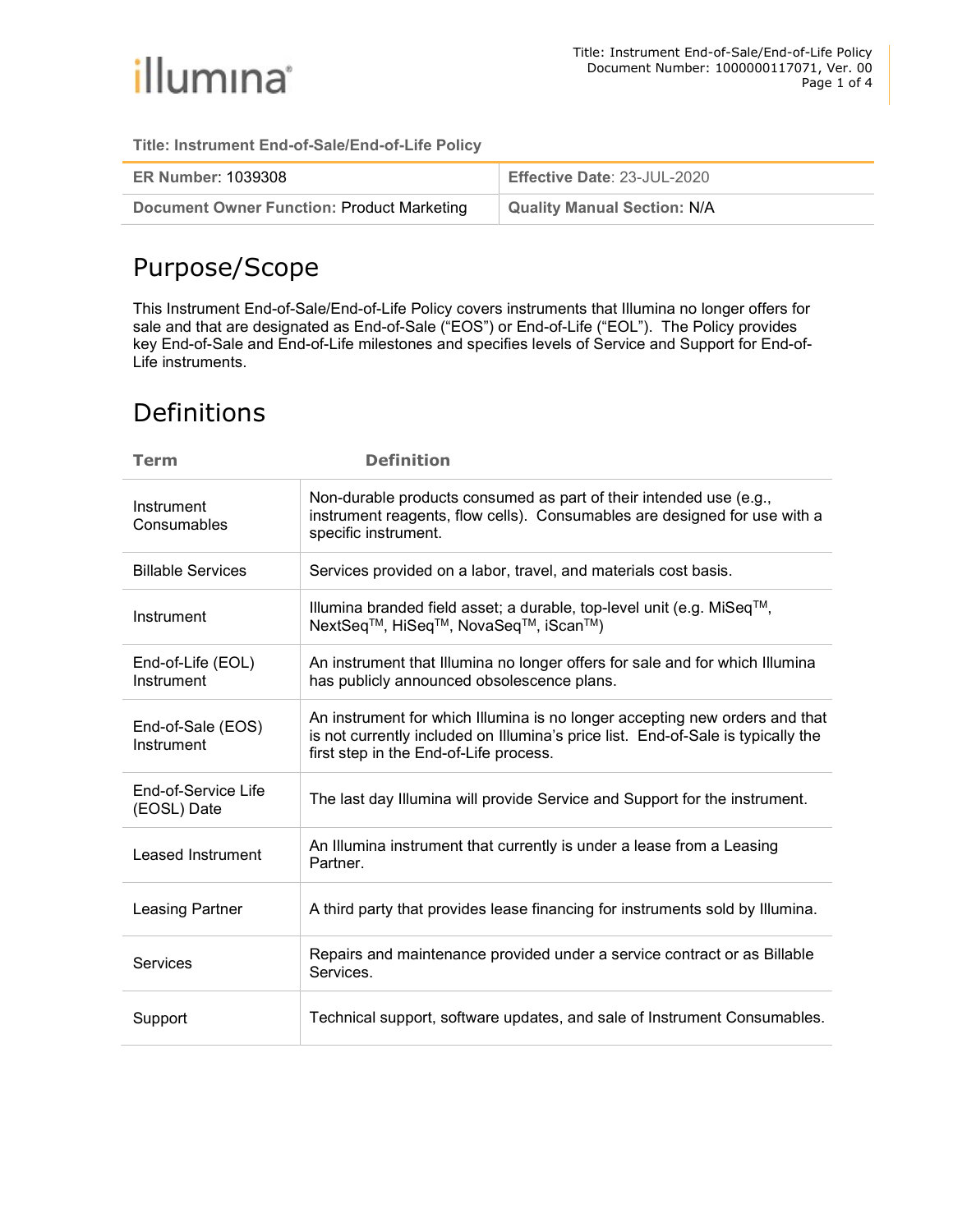**Title: Instrument End-of-Sale/End-of-Life Policy**

| **ER Number**: 1039308 | **Effective Date**: 23-JUL-2020 |
| --- | --- |
| **Document Owner Function:** Product Marketing | **Quality Manual Section:** N/A |

# Purpose/Scope

This Instrument End-of-Sale/End-of-Life Policy covers instruments that Illumina no longer offers for sale and that are designated as End-of-Sale ("EOS") or End-of-Life ("EOL"). The Policy provides key End-of-Sale and End-of-Life milestones and specifies levels of Service and Support for End-of-Life instruments.

# Definitions

| Term | Definition |
| --- | --- |
| Instrument Consumables | Non-durable products consumed as part of their intended use (e.g., instrument reagents, flow cells). Consumables are designed for use with a specific instrument. |
| Billable Services | Services provided on a labor, travel, and materials cost basis. |
| Instrument | Illumina branded field asset; a durable, top-level unit (e.g. MiSeq™, NextSeq™, HiSeq™, NovaSeq™, iScan™) |
| End-of-Life (EOL) Instrument | An instrument that Illumina no longer offers for sale and for which Illumina has publicly announced obsolescence plans. |
| End-of-Sale (EOS) Instrument | An instrument for which Illumina is no longer accepting new orders and that is not currently included on Illumina's price list. End-of-Sale is typically the first step in the End-of-Life process. |
| End-of-Service Life (EOSL) Date | The last day Illumina will provide Service and Support for the instrument. |
| Leased Instrument | An Illumina instrument that currently is under a lease from a Leasing Partner. |
| Leasing Partner | A third party that provides lease financing for instruments sold by Illumina. |
| Services | Repairs and maintenance provided under a service contract or as Billable Services. |
| Support | Technical support, software updates, and sale of Instrument Consumables. |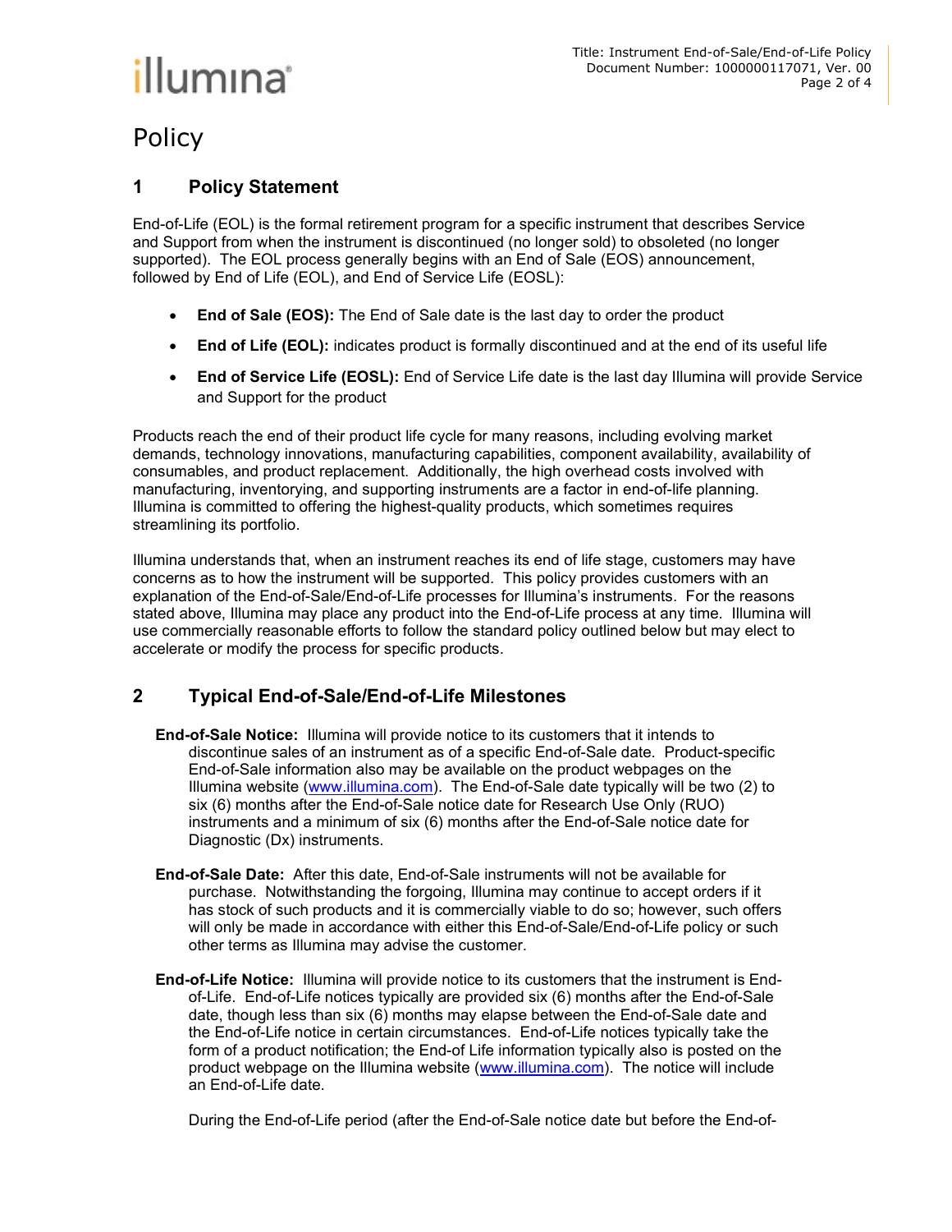# Policy

## 1 Policy Statement

End-of-Life (EOL) is the formal retirement program for a specific instrument that describes Service and Support from when the instrument is discontinued (no longer sold) to obsoleted (no longer supported). The EOL process generally begins with an End of Sale (EOS) announcement, followed by End of Life (EOL), and End of Service Life (EOSL):

- **End of Sale (EOS):** The End of Sale date is the last day to order the product
- **End of Life (EOL):** indicates product is formally discontinued and at the end of its useful life
- **End of Service Life (EOSL):** End of Service Life date is the last day Illumina will provide Service and Support for the product

Products reach the end of their product life cycle for many reasons, including evolving market demands, technology innovations, manufacturing capabilities, component availability, availability of consumables, and product replacement. Additionally, the high overhead costs involved with manufacturing, inventorying, and supporting instruments are a factor in end-of-life planning. Illumina is committed to offering the highest-quality products, which sometimes requires streamlining its portfolio.

Illumina understands that, when an instrument reaches its end of life stage, customers may have concerns as to how the instrument will be supported. This policy provides customers with an explanation of the End-of-Sale/End-of-Life processes for Illumina's instruments. For the reasons stated above, Illumina may place any product into the End-of-Life process at any time. Illumina will use commercially reasonable efforts to follow the standard policy outlined below but may elect to accelerate or modify the process for specific products.

## 2 Typical End-of-Sale/End-of-Life Milestones

**End-of-Sale Notice:** Illumina will provide notice to its customers that it intends to discontinue sales of an instrument as of a specific End-of-Sale date. Product-specific End-of-Sale information also may be available on the product webpages on the Illumina website (www.illumina.com). The End-of-Sale date typically will be two (2) to six (6) months after the End-of-Sale notice date for Research Use Only (RUO) instruments and a minimum of six (6) months after the End-of-Sale notice date for Diagnostic (Dx) instruments.

**End-of-Sale Date:** After this date, End-of-Sale instruments will not be available for purchase. Notwithstanding the forgoing, Illumina may continue to accept orders if it has stock of such products and it is commercially viable to do so; however, such offers will only be made in accordance with either this End-of-Sale/End-of-Life policy or such other terms as Illumina may advise the customer.

**End-of-Life Notice:** Illumina will provide notice to its customers that the instrument is End-of-Life. End-of-Life notices typically are provided six (6) months after the End-of-Sale date, though less than six (6) months may elapse between the End-of-Sale date and the End-of-Life notice in certain circumstances. End-of-Life notices typically take the form of a product notification; the End-of Life information typically also is posted on the product webpage on the Illumina website (www.illumina.com). The notice will include an End-of-Life date.

During the End-of-Life period (after the End-of-Sale notice date but before the End-of-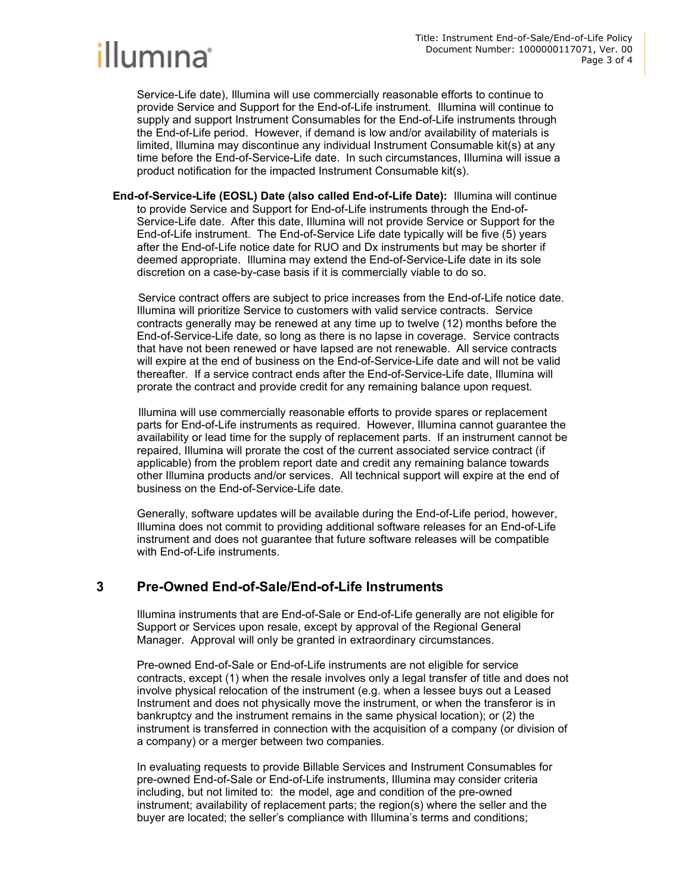Service-Life date), Illumina will use commercially reasonable efforts to continue to provide Service and Support for the End-of-Life instrument. Illumina will continue to supply and support Instrument Consumables for the End-of-Life instruments through the End-of-Life period. However, if demand is low and/or availability of materials is limited, Illumina may discontinue any individual Instrument Consumable kit(s) at any time before the End-of-Service-Life date. In such circumstances, Illumina will issue a product notification for the impacted Instrument Consumable kit(s).

**End-of-Service-Life (EOSL) Date (also called End-of-Life Date):** Illumina will continue to provide Service and Support for End-of-Life instruments through the End-of-Service-Life date. After this date, Illumina will not provide Service or Support for the End-of-Life instrument. The End-of-Service Life date typically will be five (5) years after the End-of-Life notice date for RUO and Dx instruments but may be shorter if deemed appropriate. Illumina may extend the End-of-Service-Life date in its sole discretion on a case-by-case basis if it is commercially viable to do so.

Service contract offers are subject to price increases from the End-of-Life notice date. Illumina will prioritize Service to customers with valid service contracts. Service contracts generally may be renewed at any time up to twelve (12) months before the End-of-Service-Life date, so long as there is no lapse in coverage. Service contracts that have not been renewed or have lapsed are not renewable. All service contracts will expire at the end of business on the End-of-Service-Life date and will not be valid thereafter. If a service contract ends after the End-of-Service-Life date, Illumina will prorate the contract and provide credit for any remaining balance upon request.

Illumina will use commercially reasonable efforts to provide spares or replacement parts for End-of-Life instruments as required. However, Illumina cannot guarantee the availability or lead time for the supply of replacement parts. If an instrument cannot be repaired, Illumina will prorate the cost of the current associated service contract (if applicable) from the problem report date and credit any remaining balance towards other Illumina products and/or services. All technical support will expire at the end of business on the End-of-Service-Life date.

Generally, software updates will be available during the End-of-Life period, however, Illumina does not commit to providing additional software releases for an End-of-Life instrument and does not guarantee that future software releases will be compatible with End-of-Life instruments.

## 3 Pre-Owned End-of-Sale/End-of-Life Instruments

Illumina instruments that are End-of-Sale or End-of-Life generally are not eligible for Support or Services upon resale, except by approval of the Regional General Manager. Approval will only be granted in extraordinary circumstances.

Pre-owned End-of-Sale or End-of-Life instruments are not eligible for service contracts, except (1) when the resale involves only a legal transfer of title and does not involve physical relocation of the instrument (e.g. when a lessee buys out a Leased Instrument and does not physically move the instrument, or when the transferor is in bankruptcy and the instrument remains in the same physical location); or (2) the instrument is transferred in connection with the acquisition of a company (or division of a company) or a merger between two companies.

In evaluating requests to provide Billable Services and Instrument Consumables for pre-owned End-of-Sale or End-of-Life instruments, Illumina may consider criteria including, but not limited to: the model, age and condition of the pre-owned instrument; availability of replacement parts; the region(s) where the seller and the buyer are located; the seller's compliance with Illumina's terms and conditions;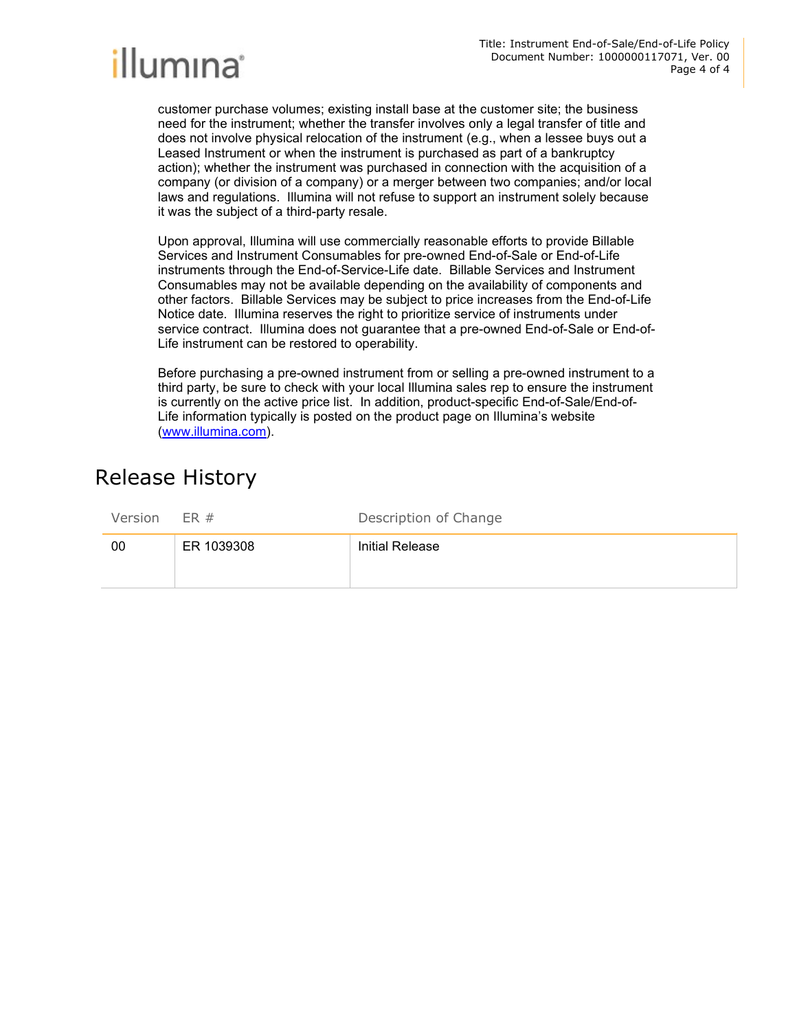customer purchase volumes; existing install base at the customer site; the business need for the instrument; whether the transfer involves only a legal transfer of title and does not involve physical relocation of the instrument (e.g., when a lessee buys out a Leased Instrument or when the instrument is purchased as part of a bankruptcy action); whether the instrument was purchased in connection with the acquisition of a company (or division of a company) or a merger between two companies; and/or local laws and regulations. Illumina will not refuse to support an instrument solely because it was the subject of a third-party resale.

Upon approval, Illumina will use commercially reasonable efforts to provide Billable Services and Instrument Consumables for pre-owned End-of-Sale or End-of-Life instruments through the End-of-Service-Life date. Billable Services and Instrument Consumables may not be available depending on the availability of components and other factors. Billable Services may be subject to price increases from the End-of-Life Notice date. Illumina reserves the right to prioritize service of instruments under service contract. Illumina does not guarantee that a pre-owned End-of-Sale or End-of-Life instrument can be restored to operability.

Before purchasing a pre-owned instrument from or selling a pre-owned instrument to a third party, be sure to check with your local Illumina sales rep to ensure the instrument is currently on the active price list. In addition, product-specific End-of-Sale/End-of-Life information typically is posted on the product page on Illumina's website (www.illumina.com).

# Release History

| Version | ER # | Description of Change |
|---|---|---|
| 00 | ER 1039308 | Initial Release |